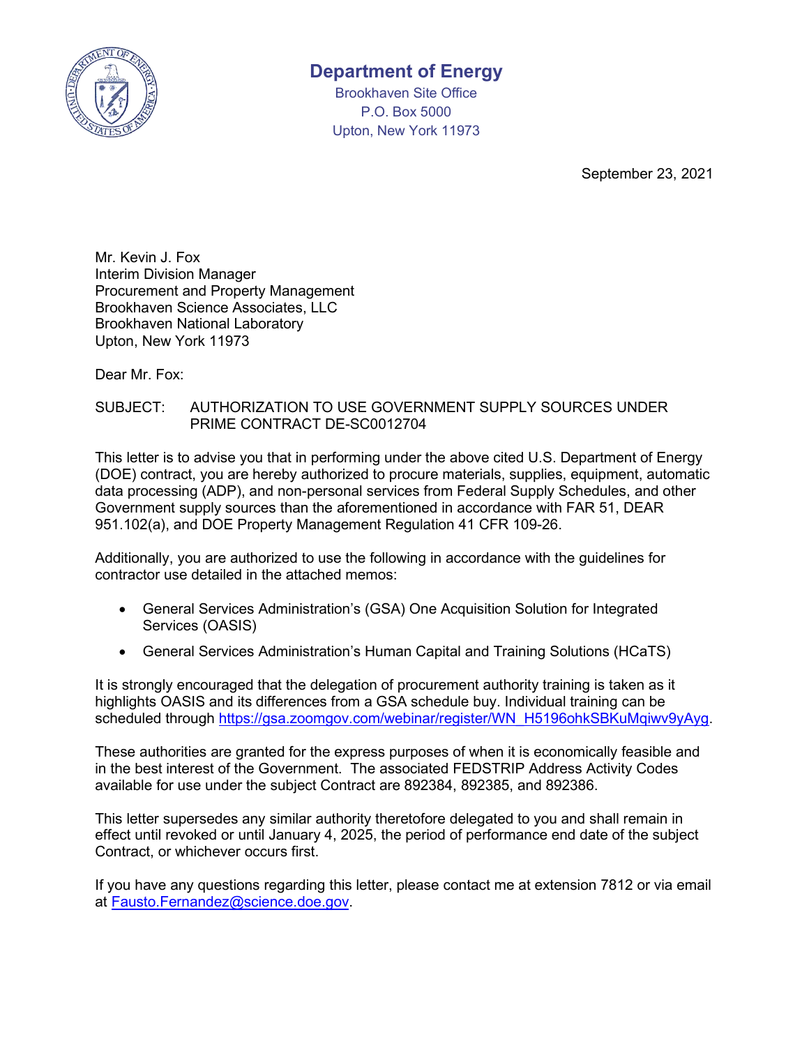# Department of Energy

Brookhaven Site Office
P.O. Box 5000
Upton, New York 11973

September 23, 2021

Mr. Kevin J. Fox
Interim Division Manager
Procurement and Property Management
Brookhaven Science Associates, LLC
Brookhaven National Laboratory
Upton, New York 11973

Dear Mr. Fox:

SUBJECT: AUTHORIZATION TO USE GOVERNMENT SUPPLY SOURCES UNDER PRIME CONTRACT DE-SC0012704

This letter is to advise you that in performing under the above cited U.S. Department of Energy (DOE) contract, you are hereby authorized to procure materials, supplies, equipment, automatic data processing (ADP), and non-personal services from Federal Supply Schedules, and other Government supply sources than the aforementioned in accordance with FAR 51, DEAR 951.102(a), and DOE Property Management Regulation 41 CFR 109-26.

Additionally, you are authorized to use the following in accordance with the guidelines for contractor use detailed in the attached memos:

- General Services Administration's (GSA) One Acquisition Solution for Integrated Services (OASIS)
- General Services Administration's Human Capital and Training Solutions (HCaTS)

It is strongly encouraged that the delegation of procurement authority training is taken as it highlights OASIS and its differences from a GSA schedule buy. Individual training can be scheduled through https://gsa.zoomgov.com/webinar/register/WN_H5196ohkSBKuMqiwv9yAyg.

These authorities are granted for the express purposes of when it is economically feasible and in the best interest of the Government. The associated FEDSTRIP Address Activity Codes available for use under the subject Contract are 892384, 892385, and 892386.

This letter supersedes any similar authority theretofore delegated to you and shall remain in effect until revoked or until January 4, 2025, the period of performance end date of the subject Contract, or whichever occurs first.

If you have any questions regarding this letter, please contact me at extension 7812 or via email at Fausto.Fernandez@science.doe.gov.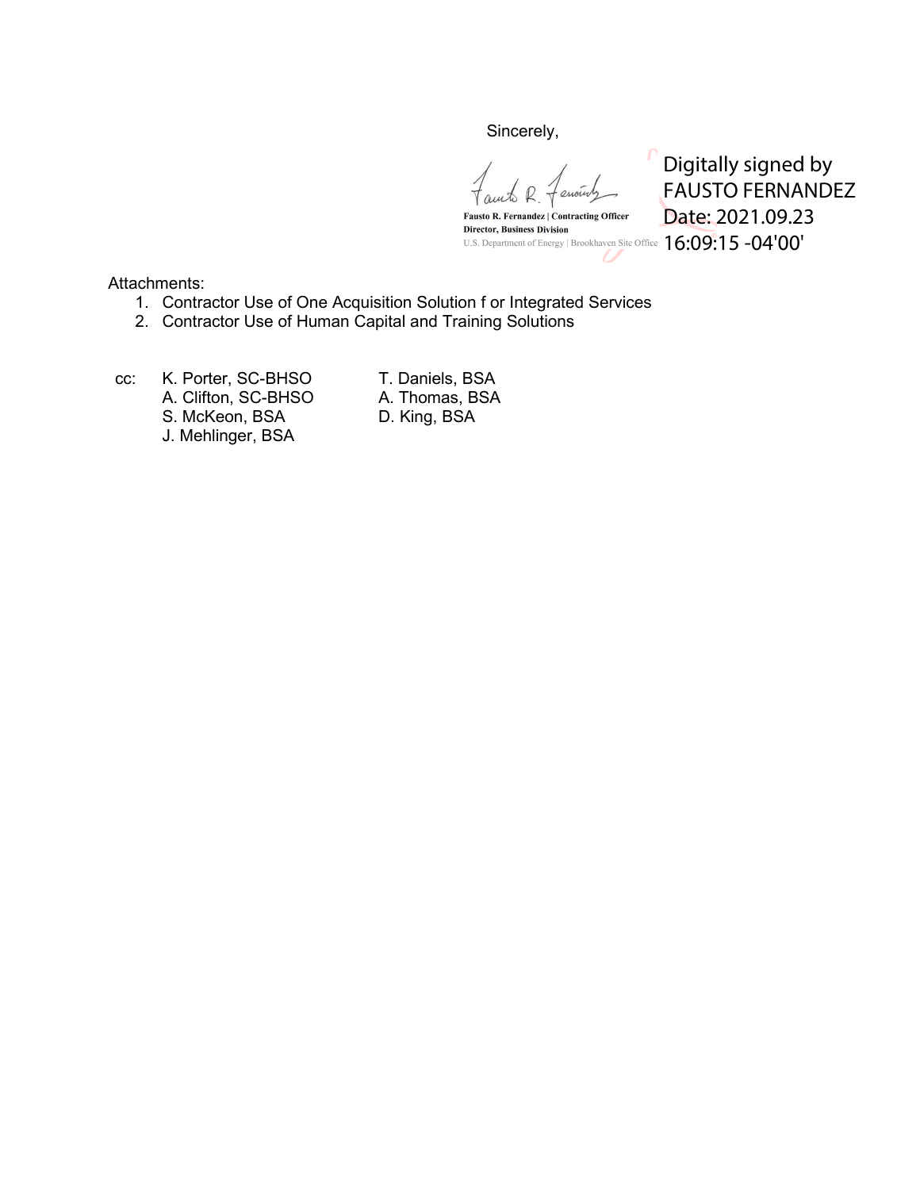Sincerely,

Fausto R. Fernandez | Contracting Officer
Director, Business Division
U.S. Department of Energy | Brookhaven Site Office

Digitally signed by FAUSTO FERNANDEZ
Date: 2021.09.23 16:09:15 -04'00'

Attachments:

1. Contractor Use of One Acquisition Solution f or Integrated Services
2. Contractor Use of Human Capital and Training Solutions

cc: K. Porter, SC-BHSO
A. Clifton, SC-BHSO
S. McKeon, BSA
J. Mehlinger, BSA
T. Daniels, BSA
A. Thomas, BSA
D. King, BSA